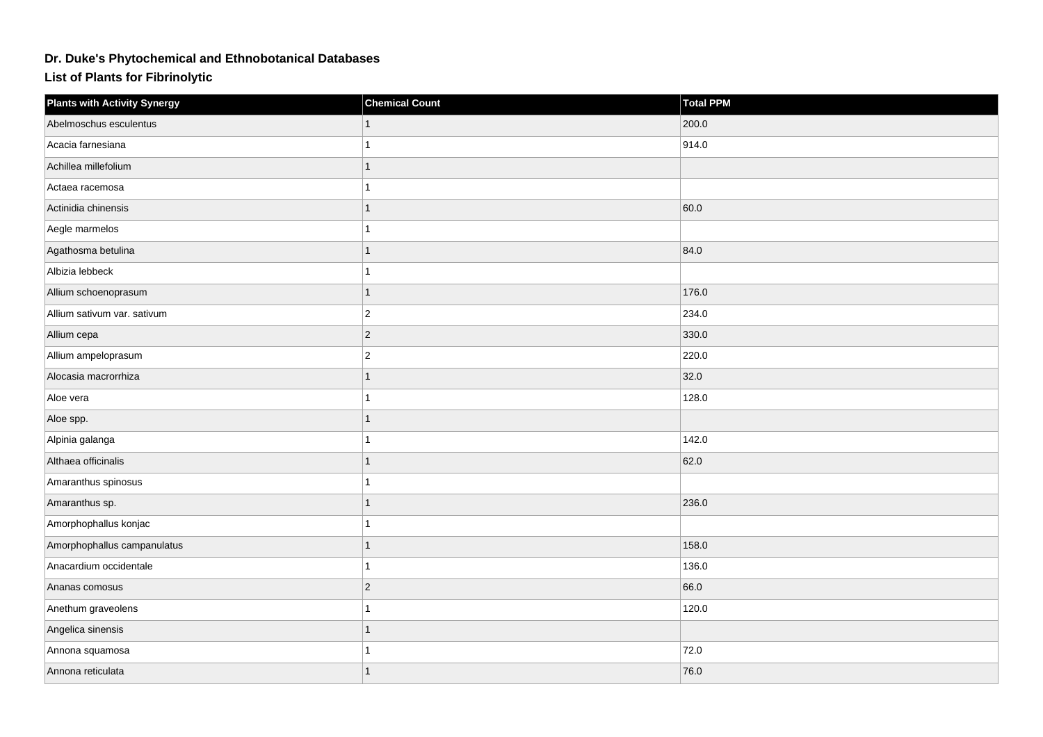# Dr. Duke's Phytochemical and Ethnobotanical Databases

## List of Plants for Fibrinolytic

| Plants with Activity Synergy | Chemical Count | Total PPM |
|---|---|---|
| Abelmoschus esculentus | 1 | 200.0 |
| Acacia farnesiana | 1 | 914.0 |
| Achillea millefolium | 1 | |
| Actaea racemosa | 1 | |
| Actinidia chinensis | 1 | 60.0 |
| Aegle marmelos | 1 | |
| Agathosma betulina | 1 | 84.0 |
| Albizia lebbeck | 1 | |
| Allium schoenoprasum | 1 | 176.0 |
| Allium sativum var. sativum | 2 | 234.0 |
| Allium cepa | 2 | 330.0 |
| Allium ampeloprasum | 2 | 220.0 |
| Alocasia macrorrhiza | 1 | 32.0 |
| Aloe vera | 1 | 128.0 |
| Aloe spp. | 1 | |
| Alpinia galanga | 1 | 142.0 |
| Althaea officinalis | 1 | 62.0 |
| Amaranthus spinosus | 1 | |
| Amaranthus sp. | 1 | 236.0 |
| Amorphophallus konjac | 1 | |
| Amorphophallus campanulatus | 1 | 158.0 |
| Anacardium occidentale | 1 | 136.0 |
| Ananas comosus | 2 | 66.0 |
| Anethum graveolens | 1 | 120.0 |
| Angelica sinensis | 1 | |
| Annona squamosa | 1 | 72.0 |
| Annona reticulata | 1 | 76.0 |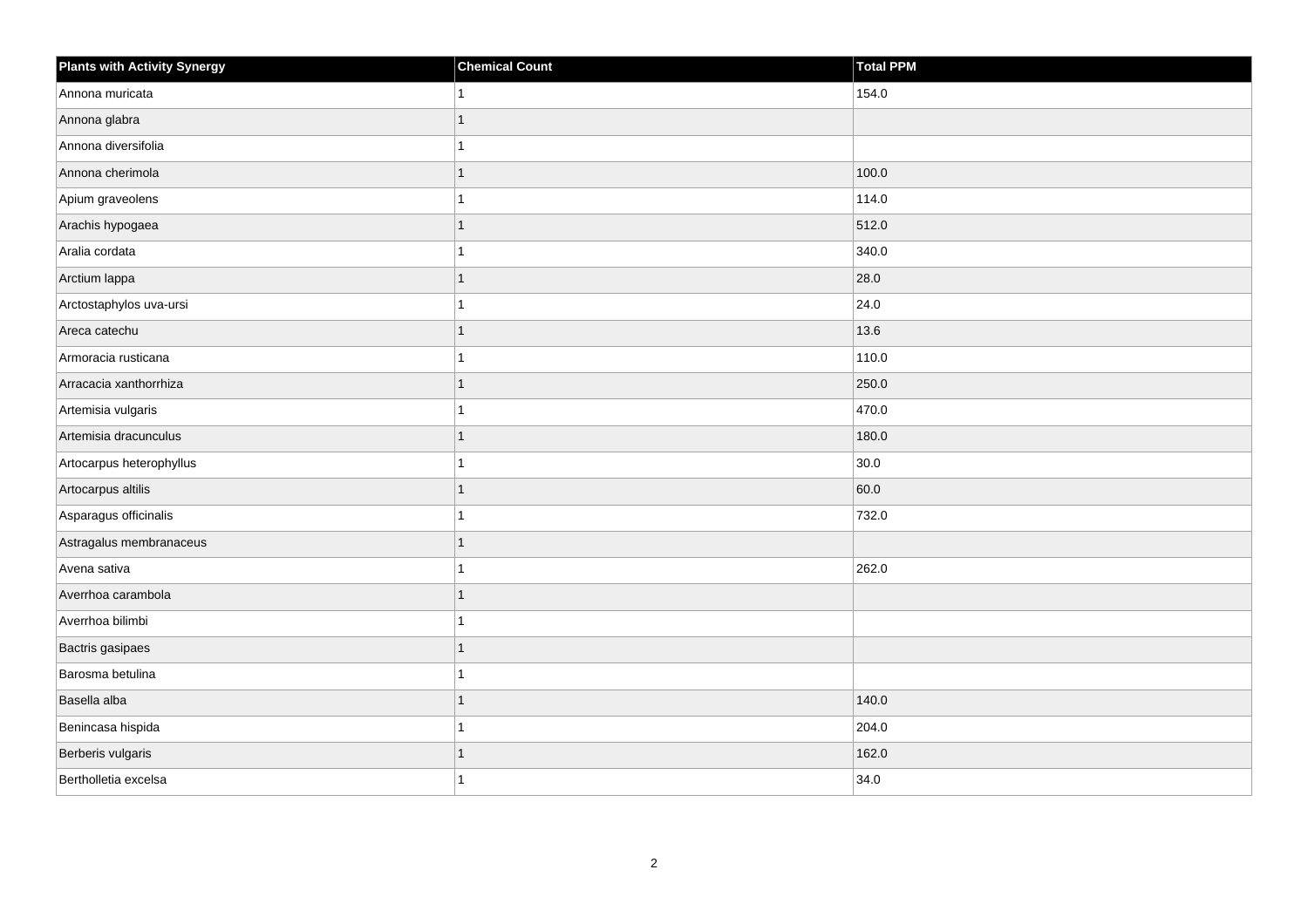| Plants with Activity Synergy | Chemical Count | Total PPM |
|---|---|---|
| Annona muricata | 1 | 154.0 |
| Annona glabra | 1 | |
| Annona diversifolia | 1 | |
| Annona cherimola | 1 | 100.0 |
| Apium graveolens | 1 | 114.0 |
| Arachis hypogaea | 1 | 512.0 |
| Aralia cordata | 1 | 340.0 |
| Arctium lappa | 1 | 28.0 |
| Arctostaphylos uva-ursi | 1 | 24.0 |
| Areca catechu | 1 | 13.6 |
| Armoracia rusticana | 1 | 110.0 |
| Arracacia xanthorrhiza | 1 | 250.0 |
| Artemisia vulgaris | 1 | 470.0 |
| Artemisia dracunculus | 1 | 180.0 |
| Artocarpus heterophyllus | 1 | 30.0 |
| Artocarpus altilis | 1 | 60.0 |
| Asparagus officinalis | 1 | 732.0 |
| Astragalus membranaceus | 1 | |
| Avena sativa | 1 | 262.0 |
| Averrhoa carambola | 1 | |
| Averrhoa bilimbi | 1 | |
| Bactris gasipaes | 1 | |
| Barosma betulina | 1 | |
| Basella alba | 1 | 140.0 |
| Benincasa hispida | 1 | 204.0 |
| Berberis vulgaris | 1 | 162.0 |
| Bertholletia excelsa | 1 | 34.0 |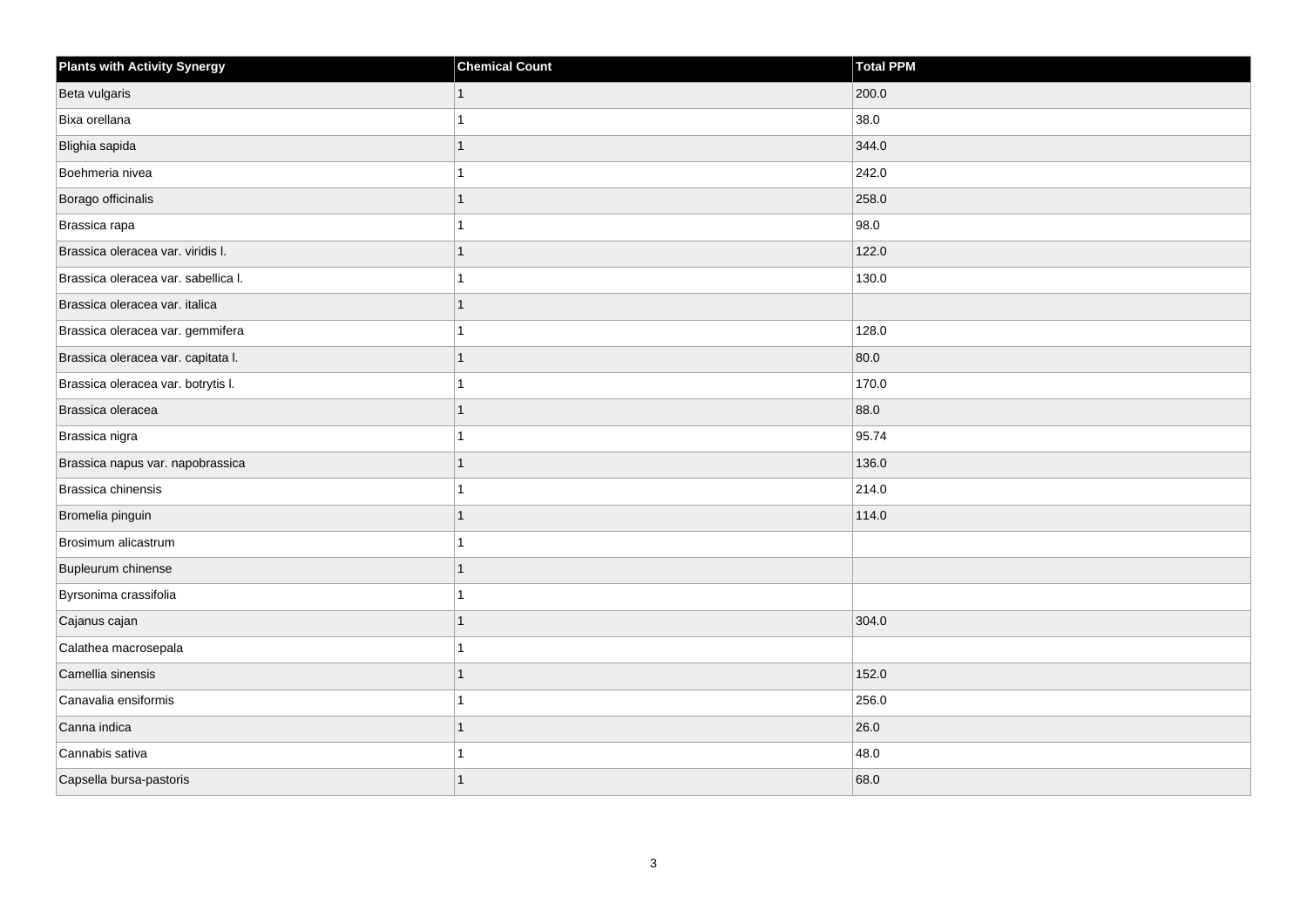| Plants with Activity Synergy | Chemical Count | Total PPM |
|---|---|---|
| Beta vulgaris | 1 | 200.0 |
| Bixa orellana | 1 | 38.0 |
| Blighia sapida | 1 | 344.0 |
| Boehmeria nivea | 1 | 242.0 |
| Borago officinalis | 1 | 258.0 |
| Brassica rapa | 1 | 98.0 |
| Brassica oleracea var. viridis l. | 1 | 122.0 |
| Brassica oleracea var. sabellica l. | 1 | 130.0 |
| Brassica oleracea var. italica | 1 | |
| Brassica oleracea var. gemmifera | 1 | 128.0 |
| Brassica oleracea var. capitata l. | 1 | 80.0 |
| Brassica oleracea var. botrytis l. | 1 | 170.0 |
| Brassica oleracea | 1 | 88.0 |
| Brassica nigra | 1 | 95.74 |
| Brassica napus var. napobrassica | 1 | 136.0 |
| Brassica chinensis | 1 | 214.0 |
| Bromelia pinguin | 1 | 114.0 |
| Brosimum alicastrum | 1 | |
| Bupleurum chinense | 1 | |
| Byrsonima crassifolia | 1 | |
| Cajanus cajan | 1 | 304.0 |
| Calathea macrosepala | 1 | |
| Camellia sinensis | 1 | 152.0 |
| Canavalia ensiformis | 1 | 256.0 |
| Canna indica | 1 | 26.0 |
| Cannabis sativa | 1 | 48.0 |
| Capsella bursa-pastoris | 1 | 68.0 |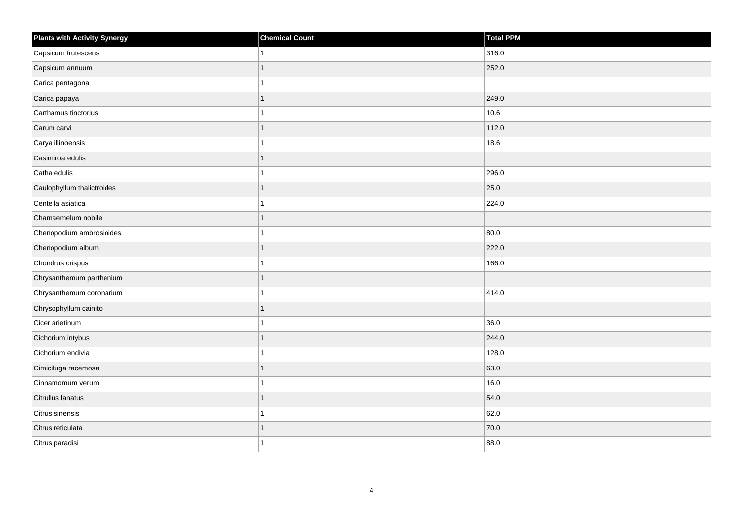| Plants with Activity Synergy | Chemical Count | Total PPM |
|---|---|---|
| Capsicum frutescens | 1 | 316.0 |
| Capsicum annuum | 1 | 252.0 |
| Carica pentagona | 1 | |
| Carica papaya | 1 | 249.0 |
| Carthamus tinctorius | 1 | 10.6 |
| Carum carvi | 1 | 112.0 |
| Carya illinoensis | 1 | 18.6 |
| Casimiroa edulis | 1 | |
| Catha edulis | 1 | 296.0 |
| Caulophyllum thalictroides | 1 | 25.0 |
| Centella asiatica | 1 | 224.0 |
| Chamaemelum nobile | 1 | |
| Chenopodium ambrosioides | 1 | 80.0 |
| Chenopodium album | 1 | 222.0 |
| Chondrus crispus | 1 | 166.0 |
| Chrysanthemum parthenium | 1 | |
| Chrysanthemum coronarium | 1 | 414.0 |
| Chrysophyllum cainito | 1 | |
| Cicer arietinum | 1 | 36.0 |
| Cichorium intybus | 1 | 244.0 |
| Cichorium endivia | 1 | 128.0 |
| Cimicifuga racemosa | 1 | 63.0 |
| Cinnamomum verum | 1 | 16.0 |
| Citrullus lanatus | 1 | 54.0 |
| Citrus sinensis | 1 | 62.0 |
| Citrus reticulata | 1 | 70.0 |
| Citrus paradisi | 1 | 88.0 |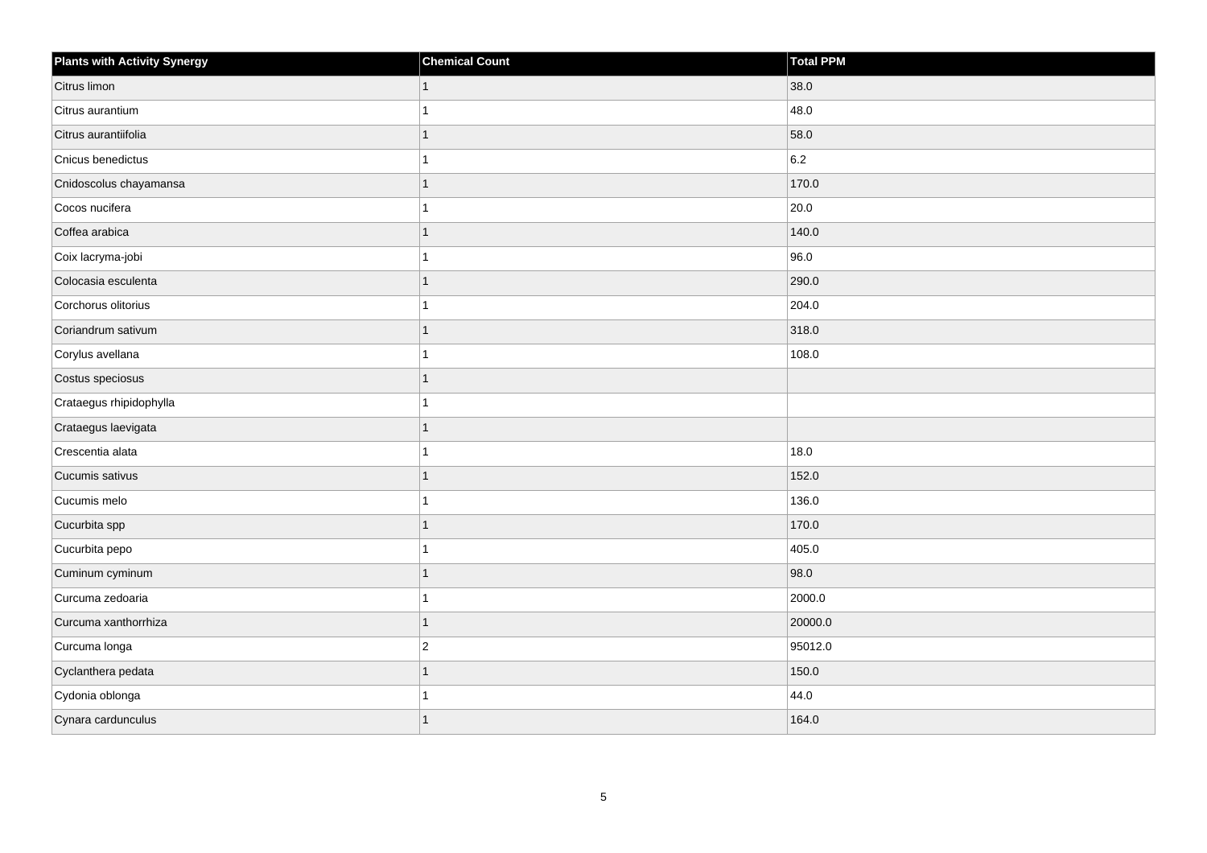| Plants with Activity Synergy | Chemical Count | Total PPM |
| --- | --- | --- |
| Citrus limon | 1 | 38.0 |
| Citrus aurantium | 1 | 48.0 |
| Citrus aurantiifolia | 1 | 58.0 |
| Cnicus benedictus | 1 | 6.2 |
| Cnidoscolus chayamansa | 1 | 170.0 |
| Cocos nucifera | 1 | 20.0 |
| Coffea arabica | 1 | 140.0 |
| Coix lacryma-jobi | 1 | 96.0 |
| Colocasia esculenta | 1 | 290.0 |
| Corchorus olitorius | 1 | 204.0 |
| Coriandrum sativum | 1 | 318.0 |
| Corylus avellana | 1 | 108.0 |
| Costus speciosus | 1 | |
| Crataegus rhipidophylla | 1 | |
| Crataegus laevigata | 1 | |
| Crescentia alata | 1 | 18.0 |
| Cucumis sativus | 1 | 152.0 |
| Cucumis melo | 1 | 136.0 |
| Cucurbita spp | 1 | 170.0 |
| Cucurbita pepo | 1 | 405.0 |
| Cuminum cyminum | 1 | 98.0 |
| Curcuma zedoaria | 1 | 2000.0 |
| Curcuma xanthorrhiza | 1 | 20000.0 |
| Curcuma longa | 2 | 95012.0 |
| Cyclanthera pedata | 1 | 150.0 |
| Cydonia oblonga | 1 | 44.0 |
| Cynara cardunculus | 1 | 164.0 |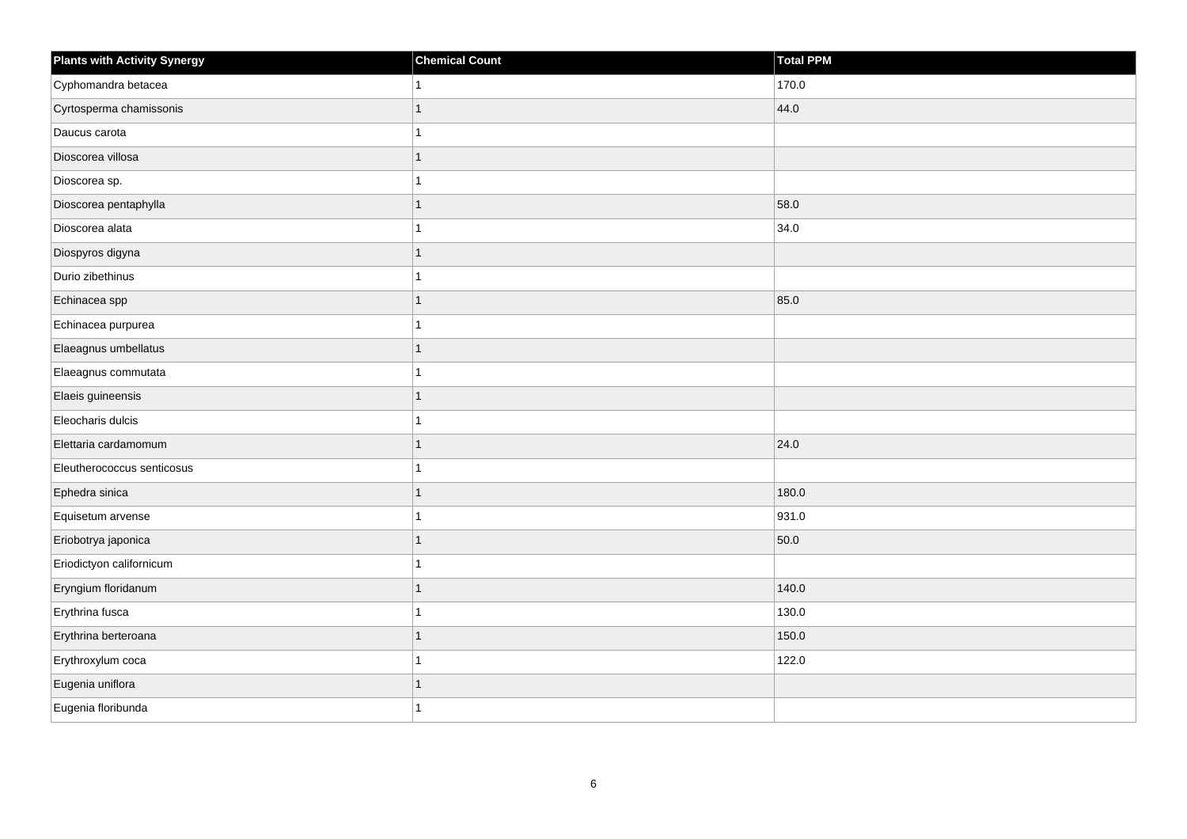| Plants with Activity Synergy | Chemical Count | Total PPM |
| --- | --- | --- |
| Cyphomandra betacea | 1 | 170.0 |
| Cyrtosperma chamissonis | 1 | 44.0 |
| Daucus carota | 1 | |
| Dioscorea villosa | 1 | |
| Dioscorea sp. | 1 | |
| Dioscorea pentaphylla | 1 | 58.0 |
| Dioscorea alata | 1 | 34.0 |
| Diospyros digyna | 1 | |
| Durio zibethinus | 1 | |
| Echinacea spp | 1 | 85.0 |
| Echinacea purpurea | 1 | |
| Elaeagnus umbellatus | 1 | |
| Elaeagnus commutata | 1 | |
| Elaeis guineensis | 1 | |
| Eleocharis dulcis | 1 | |
| Elettaria cardamomum | 1 | 24.0 |
| Eleutherococcus senticosus | 1 | |
| Ephedra sinica | 1 | 180.0 |
| Equisetum arvense | 1 | 931.0 |
| Eriobotrya japonica | 1 | 50.0 |
| Eriodictyon californicum | 1 | |
| Eryngium floridanum | 1 | 140.0 |
| Erythrina fusca | 1 | 130.0 |
| Erythrina berteroana | 1 | 150.0 |
| Erythroxylum coca | 1 | 122.0 |
| Eugenia uniflora | 1 | |
| Eugenia floribunda | 1 | |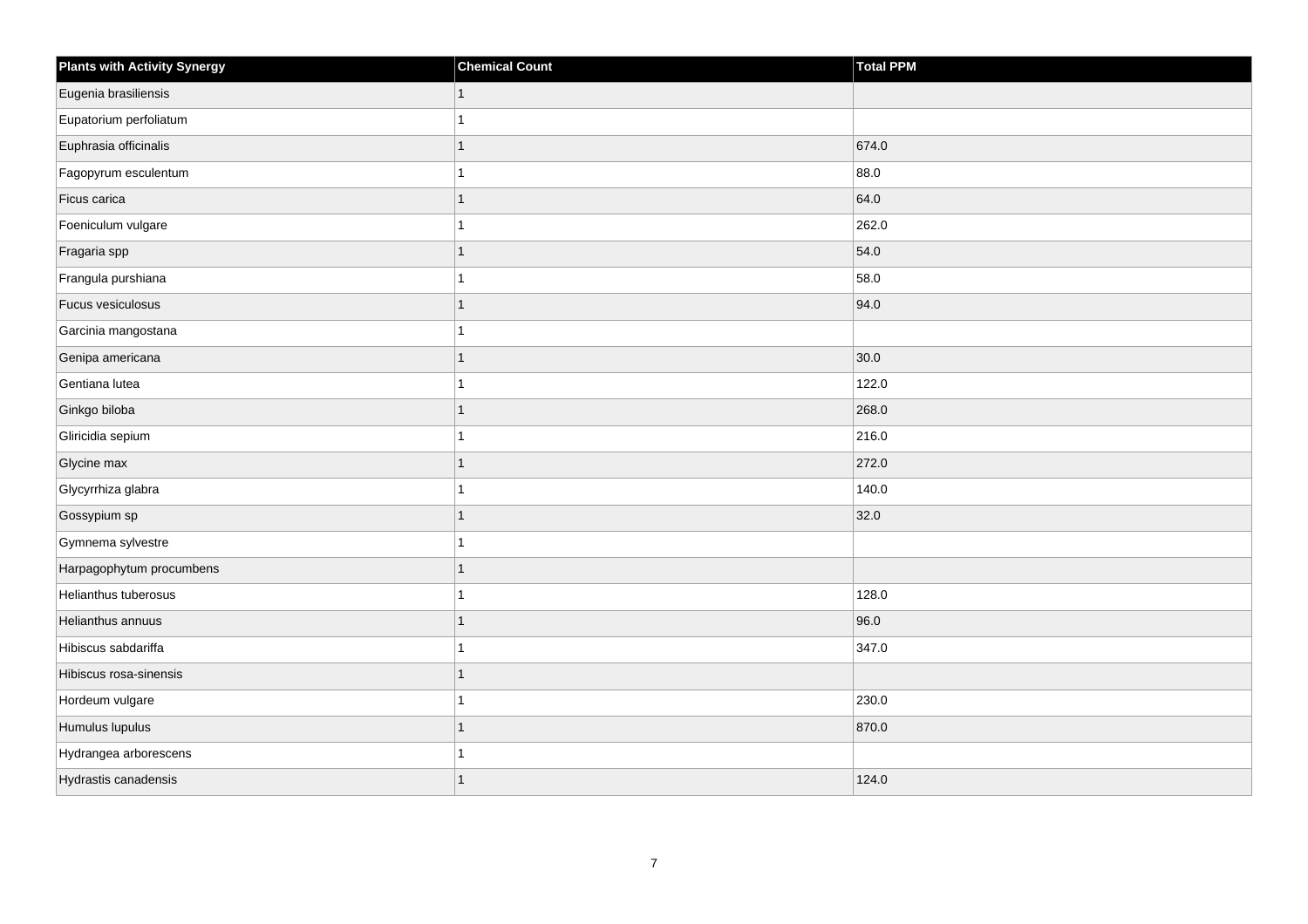| Plants with Activity Synergy | Chemical Count | Total PPM |
| --- | --- | --- |
| Eugenia brasiliensis | 1 | |
| Eupatorium perfoliatum | 1 | |
| Euphrasia officinalis | 1 | 674.0 |
| Fagopyrum esculentum | 1 | 88.0 |
| Ficus carica | 1 | 64.0 |
| Foeniculum vulgare | 1 | 262.0 |
| Fragaria spp | 1 | 54.0 |
| Frangula purshiana | 1 | 58.0 |
| Fucus vesiculosus | 1 | 94.0 |
| Garcinia mangostana | 1 | |
| Genipa americana | 1 | 30.0 |
| Gentiana lutea | 1 | 122.0 |
| Ginkgo biloba | 1 | 268.0 |
| Gliricidia sepium | 1 | 216.0 |
| Glycine max | 1 | 272.0 |
| Glycyrrhiza glabra | 1 | 140.0 |
| Gossypium sp | 1 | 32.0 |
| Gymnema sylvestre | 1 | |
| Harpagophytum procumbens | 1 | |
| Helianthus tuberosus | 1 | 128.0 |
| Helianthus annuus | 1 | 96.0 |
| Hibiscus sabdariffa | 1 | 347.0 |
| Hibiscus rosa-sinensis | 1 | |
| Hordeum vulgare | 1 | 230.0 |
| Humulus lupulus | 1 | 870.0 |
| Hydrangea arborescens | 1 | |
| Hydrastis canadensis | 1 | 124.0 |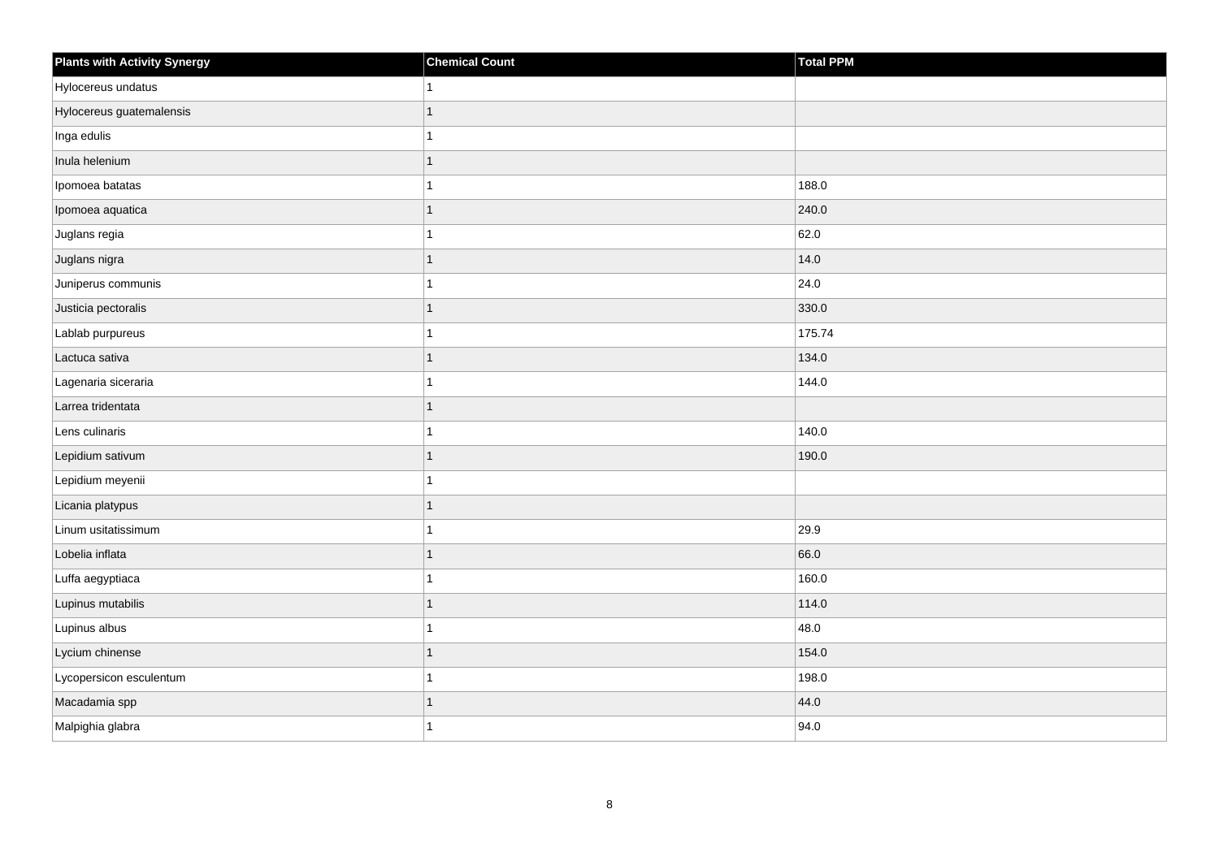| Plants with Activity Synergy | Chemical Count | Total PPM |
| --- | --- | --- |
| Hylocereus undatus | 1 | |
| Hylocereus guatemalensis | 1 | |
| Inga edulis | 1 | |
| Inula helenium | 1 | |
| Ipomoea batatas | 1 | 188.0 |
| Ipomoea aquatica | 1 | 240.0 |
| Juglans regia | 1 | 62.0 |
| Juglans nigra | 1 | 14.0 |
| Juniperus communis | 1 | 24.0 |
| Justicia pectoralis | 1 | 330.0 |
| Lablab purpureus | 1 | 175.74 |
| Lactuca sativa | 1 | 134.0 |
| Lagenaria siceraria | 1 | 144.0 |
| Larrea tridentata | 1 | |
| Lens culinaris | 1 | 140.0 |
| Lepidium sativum | 1 | 190.0 |
| Lepidium meyenii | 1 | |
| Licania platypus | 1 | |
| Linum usitatissimum | 1 | 29.9 |
| Lobelia inflata | 1 | 66.0 |
| Luffa aegyptiaca | 1 | 160.0 |
| Lupinus mutabilis | 1 | 114.0 |
| Lupinus albus | 1 | 48.0 |
| Lycium chinense | 1 | 154.0 |
| Lycopersicon esculentum | 1 | 198.0 |
| Macadamia spp | 1 | 44.0 |
| Malpighia glabra | 1 | 94.0 |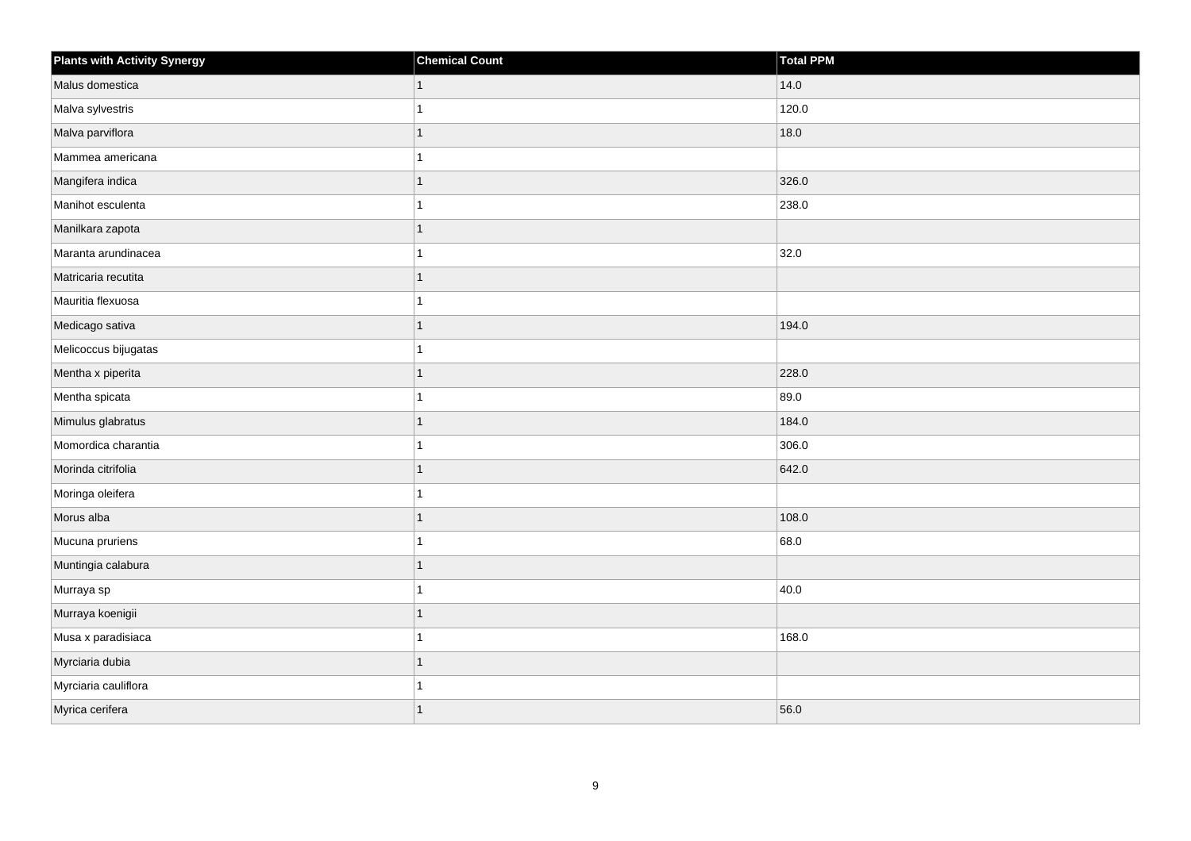| Plants with Activity Synergy | Chemical Count | Total PPM |
|---|---|---|
| Malus domestica | 1 | 14.0 |
| Malva sylvestris | 1 | 120.0 |
| Malva parviflora | 1 | 18.0 |
| Mammea americana | 1 | |
| Mangifera indica | 1 | 326.0 |
| Manihot esculenta | 1 | 238.0 |
| Manilkara zapota | 1 | |
| Maranta arundinacea | 1 | 32.0 |
| Matricaria recutita | 1 | |
| Mauritia flexuosa | 1 | |
| Medicago sativa | 1 | 194.0 |
| Melicoccus bijugatas | 1 | |
| Mentha x piperita | 1 | 228.0 |
| Mentha spicata | 1 | 89.0 |
| Mimulus glabratus | 1 | 184.0 |
| Momordica charantia | 1 | 306.0 |
| Morinda citrifolia | 1 | 642.0 |
| Moringa oleifera | 1 | |
| Morus alba | 1 | 108.0 |
| Mucuna pruriens | 1 | 68.0 |
| Muntingia calabura | 1 | |
| Murraya sp | 1 | 40.0 |
| Murraya koenigii | 1 | |
| Musa x paradisiaca | 1 | 168.0 |
| Myrciaria dubia | 1 | |
| Myrciaria cauliflora | 1 | |
| Myrica cerifera | 1 | 56.0 |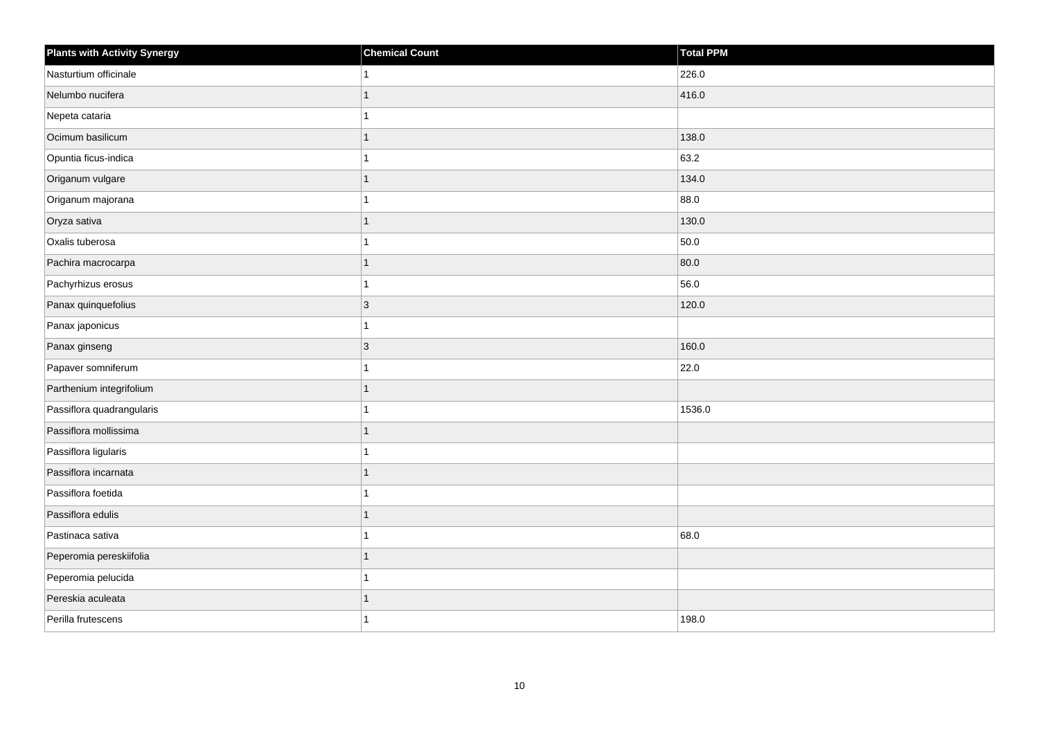| Plants with Activity Synergy | Chemical Count | Total PPM |
|---|---|---|
| Nasturtium officinale | 1 | 226.0 |
| Nelumbo nucifera | 1 | 416.0 |
| Nepeta cataria | 1 | |
| Ocimum basilicum | 1 | 138.0 |
| Opuntia ficus-indica | 1 | 63.2 |
| Origanum vulgare | 1 | 134.0 |
| Origanum majorana | 1 | 88.0 |
| Oryza sativa | 1 | 130.0 |
| Oxalis tuberosa | 1 | 50.0 |
| Pachira macrocarpa | 1 | 80.0 |
| Pachyrhizus erosus | 1 | 56.0 |
| Panax quinquefolius | 3 | 120.0 |
| Panax japonicus | 1 | |
| Panax ginseng | 3 | 160.0 |
| Papaver somniferum | 1 | 22.0 |
| Parthenium integrifolium | 1 | |
| Passiflora quadrangularis | 1 | 1536.0 |
| Passiflora mollissima | 1 | |
| Passiflora ligularis | 1 | |
| Passiflora incarnata | 1 | |
| Passiflora foetida | 1 | |
| Passiflora edulis | 1 | |
| Pastinaca sativa | 1 | 68.0 |
| Peperomia pereskiifolia | 1 | |
| Peperomia pelucida | 1 | |
| Pereskia aculeata | 1 | |
| Perilla frutescens | 1 | 198.0 |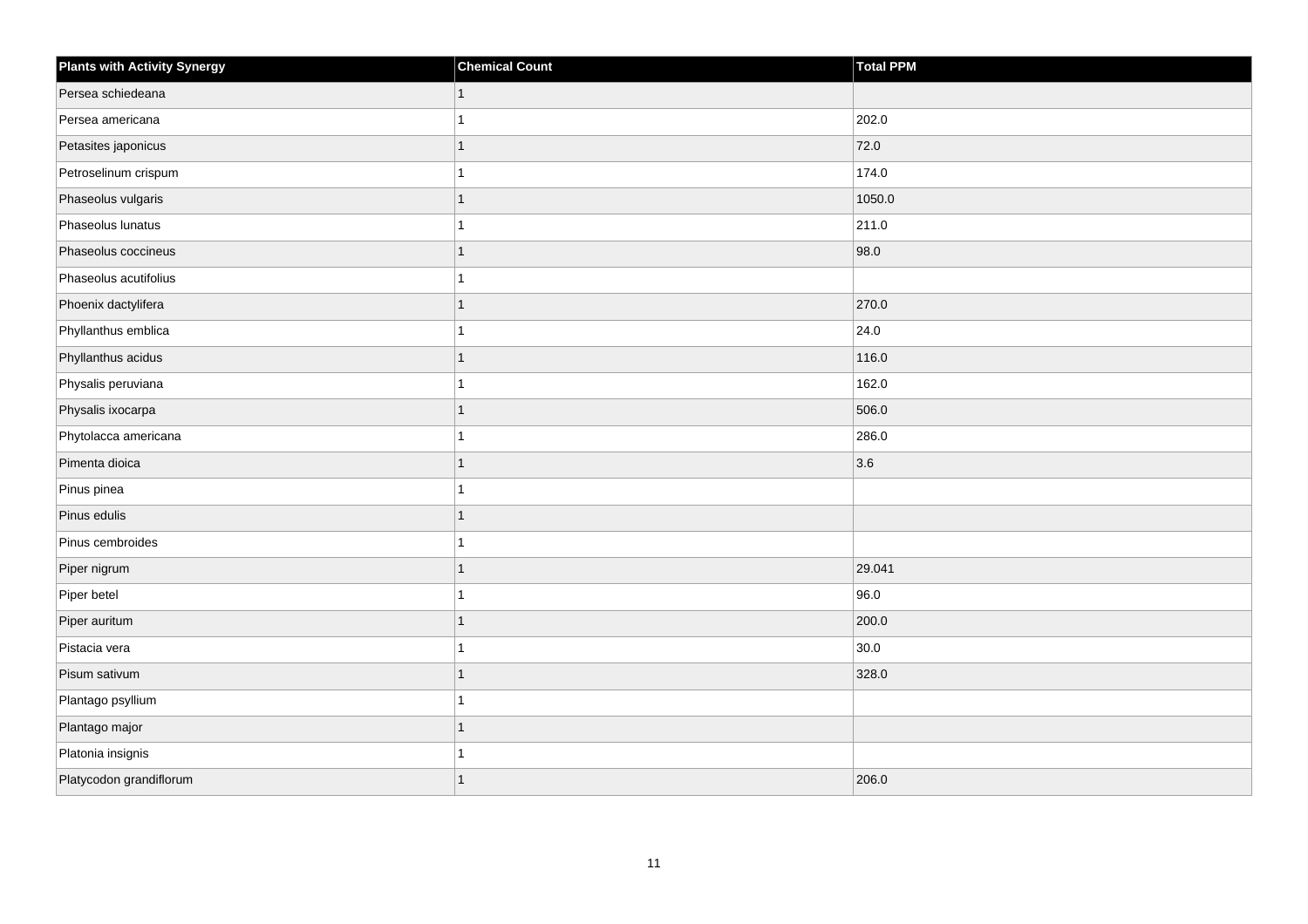| Plants with Activity Synergy | Chemical Count | Total PPM |
| --- | --- | --- |
| Persea schiedeana | 1 | |
| Persea americana | 1 | 202.0 |
| Petasites japonicus | 1 | 72.0 |
| Petroselinum crispum | 1 | 174.0 |
| Phaseolus vulgaris | 1 | 1050.0 |
| Phaseolus lunatus | 1 | 211.0 |
| Phaseolus coccineus | 1 | 98.0 |
| Phaseolus acutifolius | 1 | |
| Phoenix dactylifera | 1 | 270.0 |
| Phyllanthus emblica | 1 | 24.0 |
| Phyllanthus acidus | 1 | 116.0 |
| Physalis peruviana | 1 | 162.0 |
| Physalis ixocarpa | 1 | 506.0 |
| Phytolacca americana | 1 | 286.0 |
| Pimenta dioica | 1 | 3.6 |
| Pinus pinea | 1 | |
| Pinus edulis | 1 | |
| Pinus cembroides | 1 | |
| Piper nigrum | 1 | 29.041 |
| Piper betel | 1 | 96.0 |
| Piper auritum | 1 | 200.0 |
| Pistacia vera | 1 | 30.0 |
| Pisum sativum | 1 | 328.0 |
| Plantago psyllium | 1 | |
| Plantago major | 1 | |
| Platonia insignis | 1 | |
| Platycodon grandiflorum | 1 | 206.0 |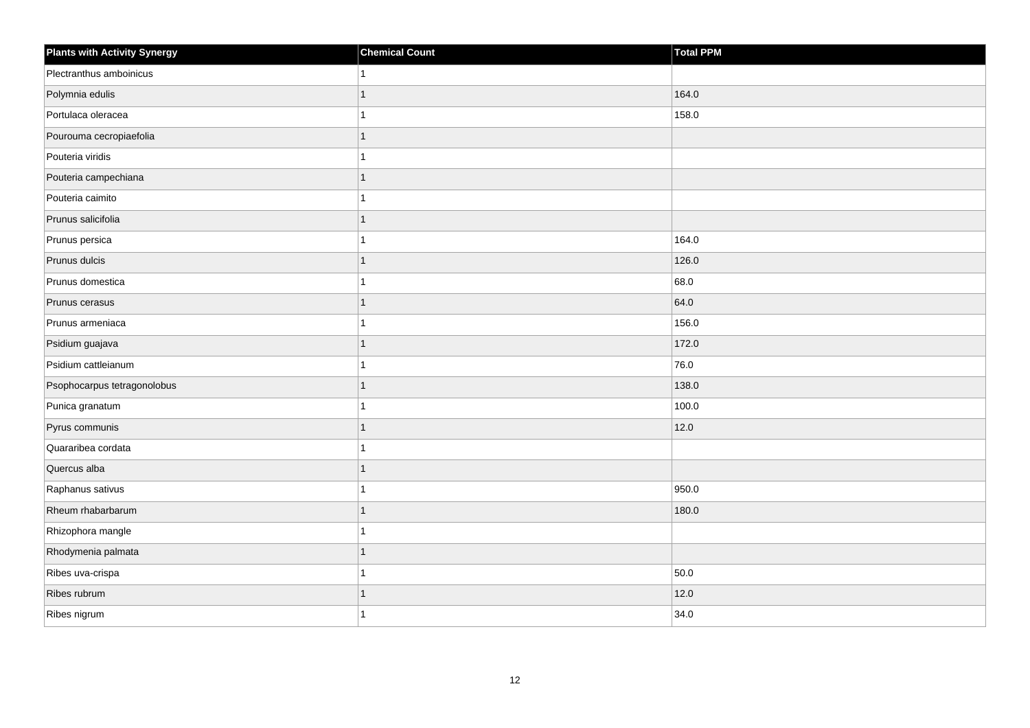| Plants with Activity Synergy | Chemical Count | Total PPM |
| --- | --- | --- |
| Plectranthus amboinicus | 1 | |
| Polymnia edulis | 1 | 164.0 |
| Portulaca oleracea | 1 | 158.0 |
| Pourouma cecropiaefolia | 1 | |
| Pouteria viridis | 1 | |
| Pouteria campechiana | 1 | |
| Pouteria caimito | 1 | |
| Prunus salicifolia | 1 | |
| Prunus persica | 1 | 164.0 |
| Prunus dulcis | 1 | 126.0 |
| Prunus domestica | 1 | 68.0 |
| Prunus cerasus | 1 | 64.0 |
| Prunus armeniaca | 1 | 156.0 |
| Psidium guajava | 1 | 172.0 |
| Psidium cattleianum | 1 | 76.0 |
| Psophocarpus tetragonolobus | 1 | 138.0 |
| Punica granatum | 1 | 100.0 |
| Pyrus communis | 1 | 12.0 |
| Quararibea cordata | 1 | |
| Quercus alba | 1 | |
| Raphanus sativus | 1 | 950.0 |
| Rheum rhabarbarum | 1 | 180.0 |
| Rhizophora mangle | 1 | |
| Rhodymenia palmata | 1 | |
| Ribes uva-crispa | 1 | 50.0 |
| Ribes rubrum | 1 | 12.0 |
| Ribes nigrum | 1 | 34.0 |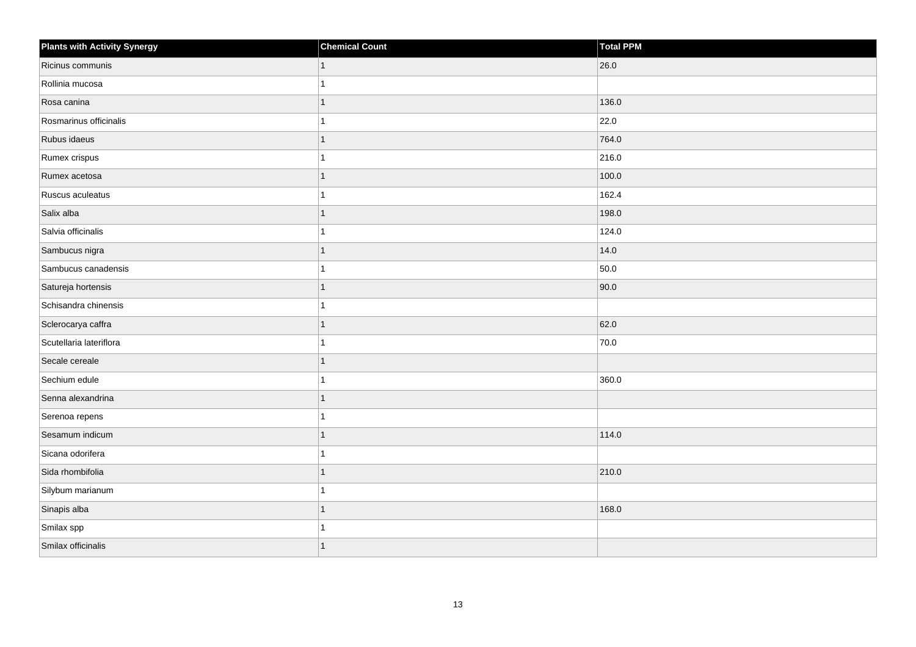| Plants with Activity Synergy | Chemical Count | Total PPM |
| --- | --- | --- |
| Ricinus communis | 1 | 26.0 |
| Rollinia mucosa | 1 | |
| Rosa canina | 1 | 136.0 |
| Rosmarinus officinalis | 1 | 22.0 |
| Rubus idaeus | 1 | 764.0 |
| Rumex crispus | 1 | 216.0 |
| Rumex acetosa | 1 | 100.0 |
| Ruscus aculeatus | 1 | 162.4 |
| Salix alba | 1 | 198.0 |
| Salvia officinalis | 1 | 124.0 |
| Sambucus nigra | 1 | 14.0 |
| Sambucus canadensis | 1 | 50.0 |
| Satureja hortensis | 1 | 90.0 |
| Schisandra chinensis | 1 | |
| Sclerocarya caffra | 1 | 62.0 |
| Scutellaria lateriflora | 1 | 70.0 |
| Secale cereale | 1 | |
| Sechium edule | 1 | 360.0 |
| Senna alexandrina | 1 | |
| Serenoa repens | 1 | |
| Sesamum indicum | 1 | 114.0 |
| Sicana odorifera | 1 | |
| Sida rhombifolia | 1 | 210.0 |
| Silybum marianum | 1 | |
| Sinapis alba | 1 | 168.0 |
| Smilax spp | 1 | |
| Smilax officinalis | 1 | |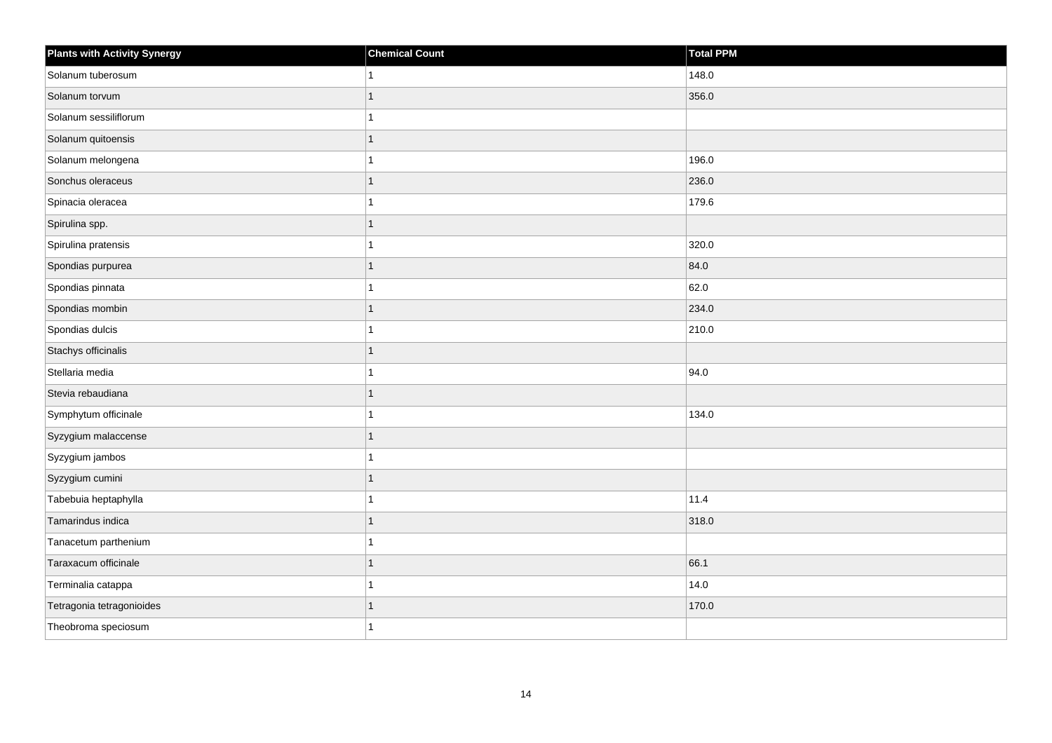| Plants with Activity Synergy | Chemical Count | Total PPM |
| --- | --- | --- |
| Solanum tuberosum | 1 | 148.0 |
| Solanum torvum | 1 | 356.0 |
| Solanum sessiliflorum | 1 | |
| Solanum quitoensis | 1 | |
| Solanum melongena | 1 | 196.0 |
| Sonchus oleraceus | 1 | 236.0 |
| Spinacia oleracea | 1 | 179.6 |
| Spirulina spp. | 1 | |
| Spirulina pratensis | 1 | 320.0 |
| Spondias purpurea | 1 | 84.0 |
| Spondias pinnata | 1 | 62.0 |
| Spondias mombin | 1 | 234.0 |
| Spondias dulcis | 1 | 210.0 |
| Stachys officinalis | 1 | |
| Stellaria media | 1 | 94.0 |
| Stevia rebaudiana | 1 | |
| Symphytum officinale | 1 | 134.0 |
| Syzygium malaccense | 1 | |
| Syzygium jambos | 1 | |
| Syzygium cumini | 1 | |
| Tabebuia heptaphylla | 1 | 11.4 |
| Tamarindus indica | 1 | 318.0 |
| Tanacetum parthenium | 1 | |
| Taraxacum officinale | 1 | 66.1 |
| Terminalia catappa | 1 | 14.0 |
| Tetragonia tetragonioides | 1 | 170.0 |
| Theobroma speciosum | 1 | |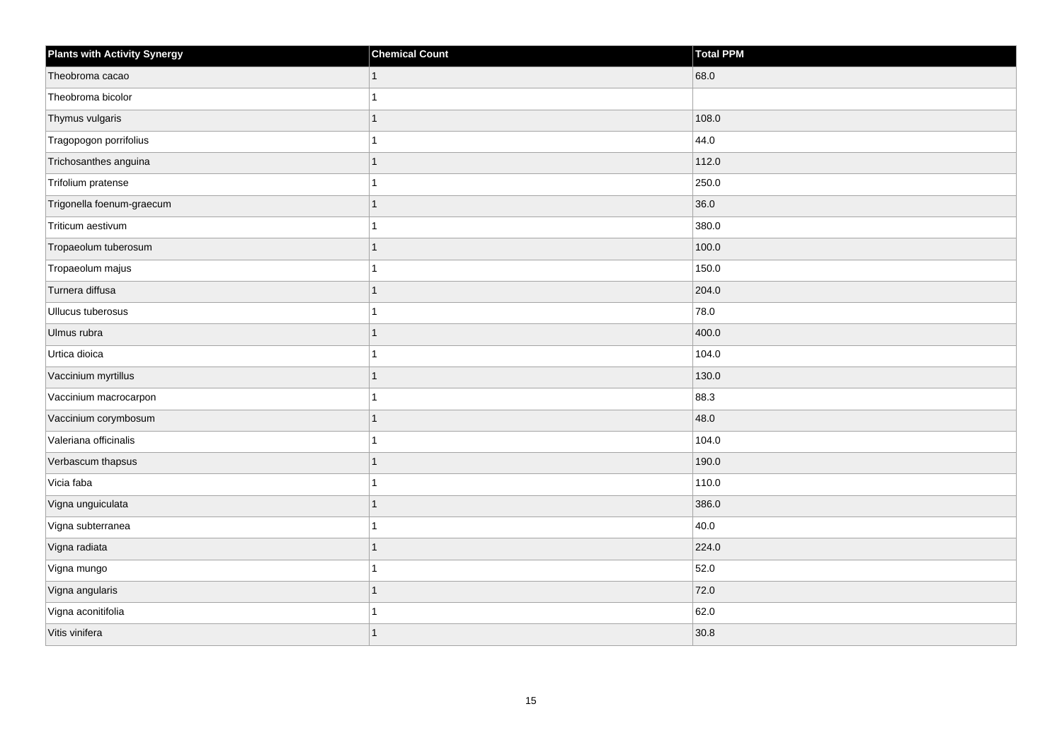| Plants with Activity Synergy | Chemical Count | Total PPM |
| --- | --- | --- |
| Theobroma cacao | 1 | 68.0 |
| Theobroma bicolor | 1 | |
| Thymus vulgaris | 1 | 108.0 |
| Tragopogon porrifolius | 1 | 44.0 |
| Trichosanthes anguina | 1 | 112.0 |
| Trifolium pratense | 1 | 250.0 |
| Trigonella foenum-graecum | 1 | 36.0 |
| Triticum aestivum | 1 | 380.0 |
| Tropaeolum tuberosum | 1 | 100.0 |
| Tropaeolum majus | 1 | 150.0 |
| Turnera diffusa | 1 | 204.0 |
| Ullucus tuberosus | 1 | 78.0 |
| Ulmus rubra | 1 | 400.0 |
| Urtica dioica | 1 | 104.0 |
| Vaccinium myrtillus | 1 | 130.0 |
| Vaccinium macrocarpon | 1 | 88.3 |
| Vaccinium corymbosum | 1 | 48.0 |
| Valeriana officinalis | 1 | 104.0 |
| Verbascum thapsus | 1 | 190.0 |
| Vicia faba | 1 | 110.0 |
| Vigna unguiculata | 1 | 386.0 |
| Vigna subterranea | 1 | 40.0 |
| Vigna radiata | 1 | 224.0 |
| Vigna mungo | 1 | 52.0 |
| Vigna angularis | 1 | 72.0 |
| Vigna aconitifolia | 1 | 62.0 |
| Vitis vinifera | 1 | 30.8 |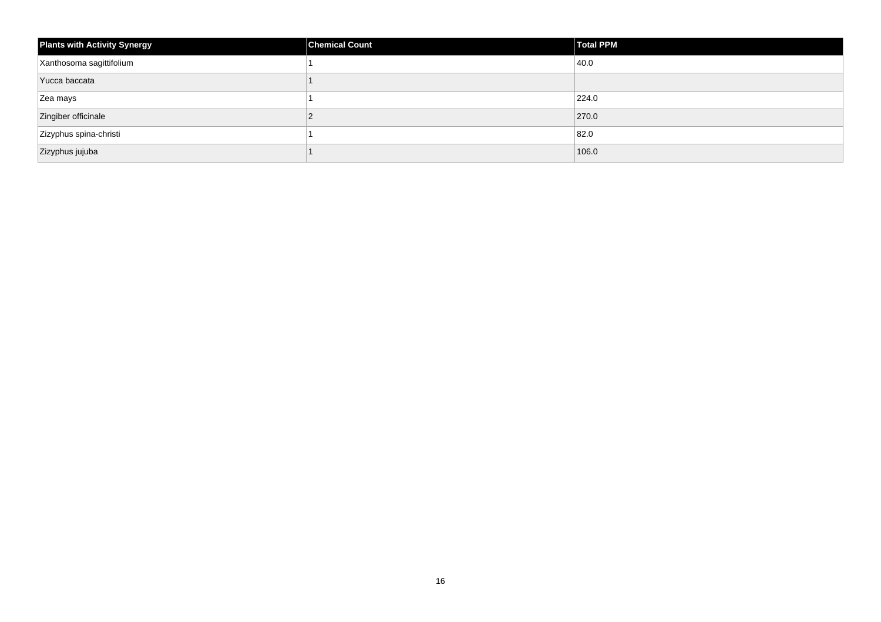| Plants with Activity Synergy | Chemical Count | Total PPM |
| --- | --- | --- |
| Xanthosoma sagittifolium | 1 | 40.0 |
| Yucca baccata | 1 | |
| Zea mays | 1 | 224.0 |
| Zingiber officinale | 2 | 270.0 |
| Zizyphus spina-christi | 1 | 82.0 |
| Zizyphus jujuba | 1 | 106.0 |